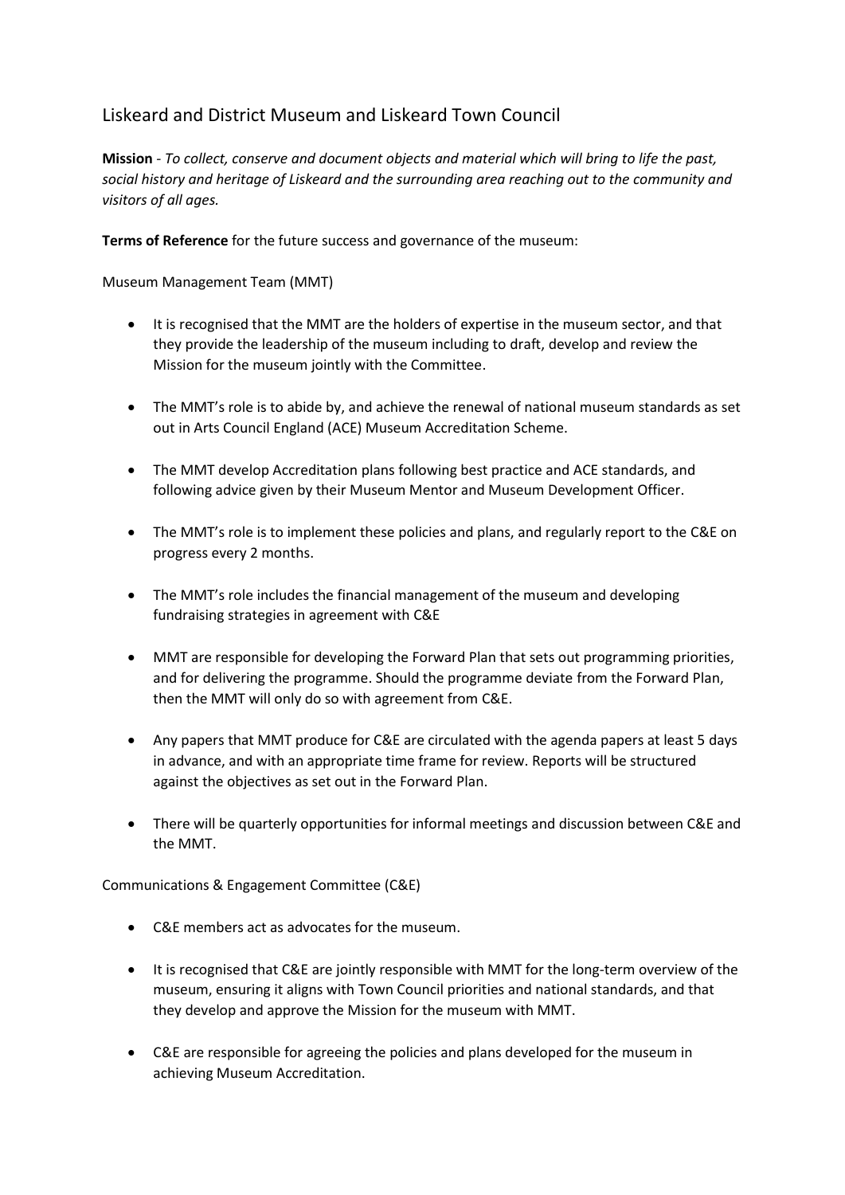# Liskeard and District Museum and Liskeard Town Council

**Mission** - *To collect, conserve and document objects and material which will bring to life the past, social history and heritage of Liskeard and the surrounding area reaching out to the community and visitors of all ages.*

**Terms of Reference** for the future success and governance of the museum:

Museum Management Team (MMT)

- It is recognised that the MMT are the holders of expertise in the museum sector, and that they provide the leadership of the museum including to draft, develop and review the Mission for the museum jointly with the Committee.
- The MMT's role is to abide by, and achieve the renewal of national museum standards as set out in Arts Council England (ACE) Museum Accreditation Scheme.
- The MMT develop Accreditation plans following best practice and ACE standards, and following advice given by their Museum Mentor and Museum Development Officer.
- The MMT's role is to implement these policies and plans, and regularly report to the C&E on progress every 2 months.
- The MMT's role includes the financial management of the museum and developing fundraising strategies in agreement with C&E
- MMT are responsible for developing the Forward Plan that sets out programming priorities, and for delivering the programme. Should the programme deviate from the Forward Plan, then the MMT will only do so with agreement from C&E.
- Any papers that MMT produce for C&E are circulated with the agenda papers at least 5 days in advance, and with an appropriate time frame for review. Reports will be structured against the objectives as set out in the Forward Plan.
- There will be quarterly opportunities for informal meetings and discussion between C&E and the MMT.

Communications & Engagement Committee (C&E)

- C&E members act as advocates for the museum.
- It is recognised that C&E are jointly responsible with MMT for the long-term overview of the museum, ensuring it aligns with Town Council priorities and national standards, and that they develop and approve the Mission for the museum with MMT.
- C&E are responsible for agreeing the policies and plans developed for the museum in achieving Museum Accreditation.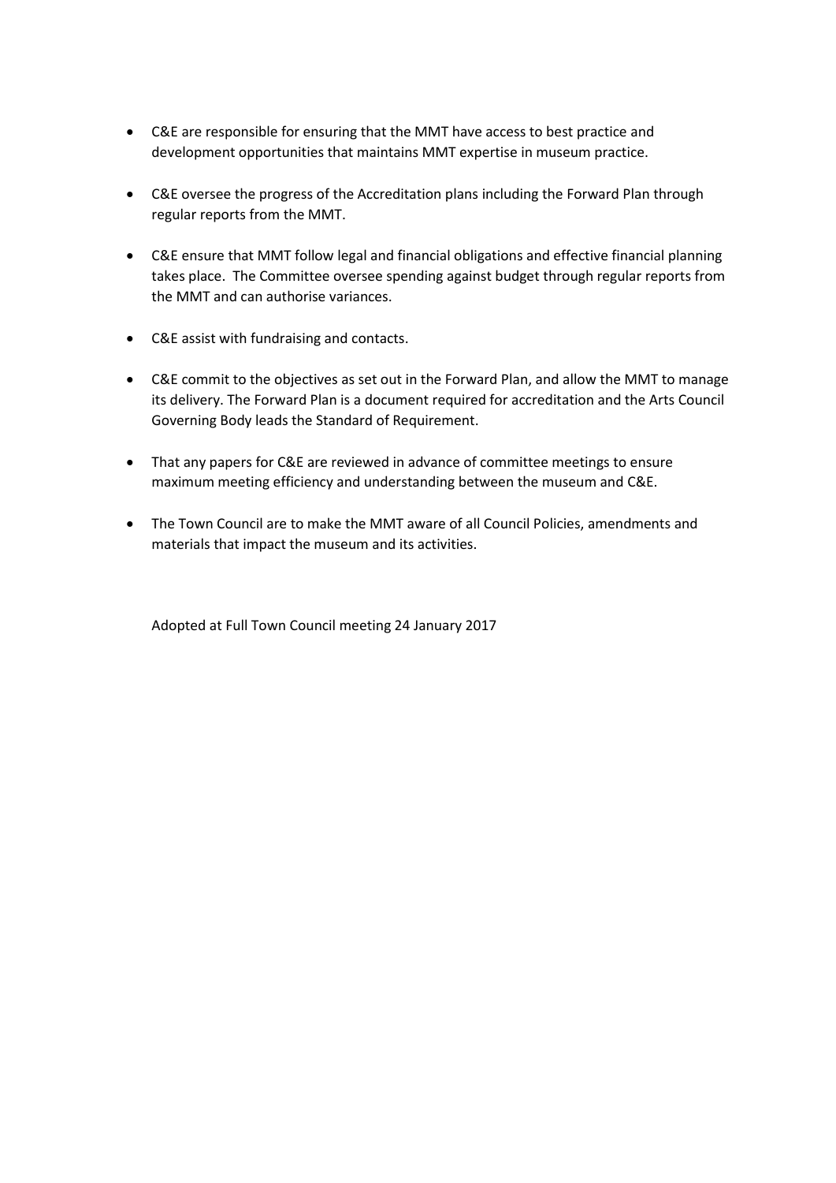- C&E are responsible for ensuring that the MMT have access to best practice and development opportunities that maintains MMT expertise in museum practice.

- C&E oversee the progress of the Accreditation plans including the Forward Plan through regular reports from the MMT.

- C&E ensure that MMT follow legal and financial obligations and effective financial planning takes place. The Committee oversee spending against budget through regular reports from the MMT and can authorise variances.

- C&E assist with fundraising and contacts.

- C&E commit to the objectives as set out in the Forward Plan, and allow the MMT to manage its delivery. The Forward Plan is a document required for accreditation and the Arts Council Governing Body leads the Standard of Requirement.

- That any papers for C&E are reviewed in advance of committee meetings to ensure maximum meeting efficiency and understanding between the museum and C&E.

- The Town Council are to make the MMT aware of all Council Policies, amendments and materials that impact the museum and its activities.

Adopted at Full Town Council meeting 24 January 2017